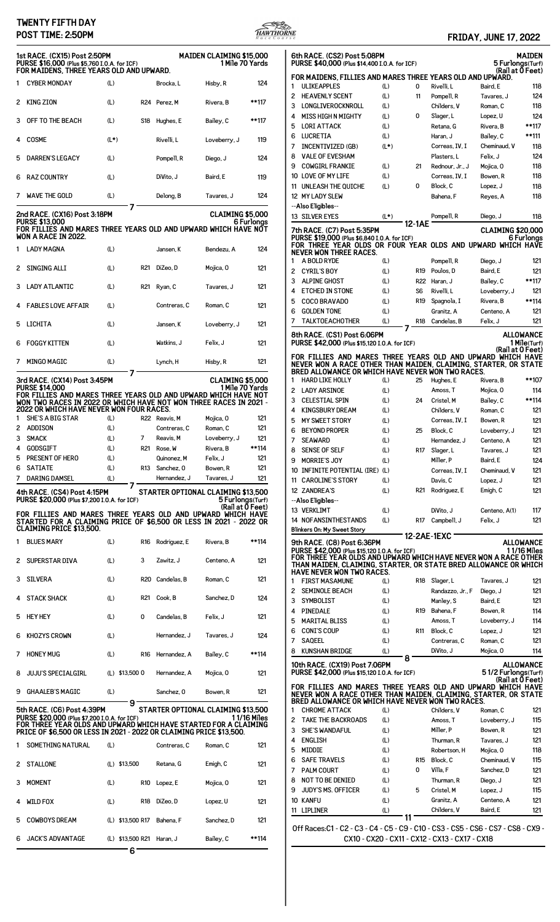# TWENTY FIFTH DAY

**POST TIME: 2:50PM**

**FRIDAY, JUNE 17, 2022**

## 1st RACE. (CX15) Post 2:50PM — MAIDEN CLAIMING $15,000

**PURSE $16,000 (Plus $5,760 I.O.A. for ICF)** — 1 Mile 70 Yards

FOR MAIDENS, THREE YEARS OLD AND UPWARD.

| # | Horse | Med | | Trainer | Jockey | Wt |
|---|---|---|---|---|---|---|
| 1 | CYBER MONDAY | (L) | | Brocka, L | Hisby, R | 124 |
| 2 | KING ZION | (L) | R24 | Perez, M | Rivera, B | **117 |
| 3 | OFF TO THE BEACH | (L) | S18 | Hughes, E | Bailey, C | **117 |
| 4 | COSME | (L*) | | Rivelli, L | Loveberry, J | 119 |
| 5 | DARREN'S LEGACY | (L) | | Pompell, R | Diego, J | 124 |
| 6 | RAZ COUNTRY | (L) | | DiVito, J | Baird, E | 119 |
| 7 | WAVE THE GOLD | (L) | | Delong, B | Tavares, J | 124 |

7

## 2nd RACE. (CX16) Post 3:18PM — CLAIMING $5,000

**PURSE $13,000** — 6 Furlongs

FOR FILLIES AND MARES THREE YEARS OLD AND UPWARD WHICH HAVE NOT WON A RACE IN 2022.

| # | Horse | Med | | Trainer | Jockey | Wt |
|---|---|---|---|---|---|---|
| 1 | LADY MAGNA | (L) | | Jansen, K | Bendezu, A | 124 |
| 2 | SINGING ALLI | (L) | R21 | DiZeo, D | Mojica, O | 121 |
| 3 | LADY ATLANTIC | (L) | R21 | Ryan, C | Tavares, J | 121 |
| 4 | FABLES LOVE AFFAIR | (L) | | Contreras, C | Roman, C | 121 |
| 5 | LICHITA | (L) | | Jansen, K | Loveberry, J | 121 |
| 6 | FOGGY KITTEN | (L) | | Watkins, J | Felix, J | 121 |
| 7 | MINGO MAGIC | (L) | | Lynch, H | Hisby, R | 121 |

7

## 3rd RACE. (CX14) Post 3:45PM — CLAIMING $5,000

**PURSE $14,000** — 1 Mile 70 Yards

FOR FILLIES AND MARES THREE YEARS OLD AND UPWARD WHICH HAVE NOT WON TWO RACES IN 2022 OR WHICH HAVE NOT WON THREE RACES IN 2021 - 2022 OR WHICH HAVE NEVER WON FOUR RACES.

| # | Horse | Med | | Trainer | Jockey | Wt |
|---|---|---|---|---|---|---|
| 1 | SHE'S A BIG STAR | (L) | R22 | Reavis, M | Mojica, O | 121 |
| 2 | ADDISON | (L) | | Contreras, C | Roman, C | 121 |
| 3 | SMACK | (L) | 7 | Reavis, M | Loveberry, J | 121 |
| 4 | GODSGIFT | (L) | R21 | Rose, W | Rivera, B | **114 |
| 5 | PRESENT OF HERO | (L) | | Quinonez, M | Felix, J | 121 |
| 6 | SATIATE | (L) | R13 | Sanchez, O | Bowen, R | 121 |
| 7 | DARING DAMSEL | (L) | | Hernandez, J | Tavares, J | 121 |

7

## 4th RACE. (CS4) Post 4:15PM — STARTER OPTIONAL CLAIMING $13,500

**PURSE $20,000 (Plus $7,200 I.O.A. for ICF)** — 5 Furlongs(Turf) (Rail at 0 Feet)

FOR FILLIES AND MARES THREE YEARS OLD AND UPWARD WHICH HAVE STARTED FOR A CLAIMING PRICE OF $6,500 OR LESS IN 2021 - 2022 OR CLAIMING PRICE $13,500.

| # | Horse | Med | | Trainer | Jockey | Wt |
|---|---|---|---|---|---|---|
| 1 | BLUES MARY | (L) | R16 | Rodriguez, E | Rivera, B | **114 |
| 2 | SUPERSTAR DIVA | (L) | 3 | Zawitz, J | Centeno, A | 121 |
| 3 | SILVERA | (L) | R20 | Candelas, B | Roman, C | 121 |
| 4 | STACK SHACK | (L) | R21 | Cook, B | Sanchez, D | 124 |
| 5 | HEY HEY | (L) | 0 | Candelas, B | Felix, J | 121 |
| 6 | KHOZYS CROWN | (L) | | Hernandez, J | Tavares, J | 124 |
| 7 | HONEY MUG | (L) | R16 | Hernandez, A | Bailey, C | **114 |
| 8 | JUJU'S SPECIALGIRL | (L) $13,500 | 0 | Hernandez, A | Mojica, O | 121 |
| 9 | GHAALEB'S MAGIC | (L) | | Sanchez, O | Bowen, R | 121 |

9

## 5th RACE. (C6) Post 4:39PM — STARTER OPTIONAL CLAIMING $13,500

**PURSE $20,000 (Plus $7,200 I.O.A. for ICF)** — 1 1/16 Miles

FOR THREE YEAR OLDS AND UPWARD WHICH HAVE STARTED FOR A CLAIMING PRICE OF $6,500 OR LESS IN 2021 - 2022 OR CLAIMING PRICE $13,500.

| # | Horse | Med | | Trainer | Jockey | Wt |
|---|---|---|---|---|---|---|
| 1 | SOMETHING NATURAL | (L) | | Contreras, C | Roman, C | 121 |
| 2 | STALLONE | (L) $13,500 | | Retana, G | Emigh, C | 121 |
| 3 | MOMENT | (L) | R10 | Lopez, E | Mojica, O | 121 |
| 4 | WILD FOX | (L) | R18 | DiZeo, D | Lopez, U | 121 |
| 5 | COWBOYS DREAM | (L) $13,500 | R17 | Bahena, F | Sanchez, D | 121 |
| 6 | JACK'S ADVANTAGE | (L) $13,500 | R21 | Haran, J | Bailey, C | **114 |

6

## 6th RACE. (CS2) Post 5:08PM — MAIDEN

**PURSE $40,000 (Plus $14,400 I.O.A. for ICF)** — 5 Furlongs(Turf) (Rail at 0 Feet)

FOR MAIDENS, FILLIES AND MARES THREE YEARS OLD AND UPWARD.

| # | Horse | Med | | Trainer | Jockey | Wt |
|---|---|---|---|---|---|---|
| 1 | ULIKEAPPLES | (L) | 0 | Rivelli, L | Baird, E | 118 |
| 2 | HEAVENLY SCENT | (L) | 11 | Pompell, R | Tavares, J | 124 |
| 3 | LONGLIVEROCKNROLL | (L) | | Childers, V | Roman, C | 118 |
| 4 | MISS HIGH N MIGHTY | (L) | 0 | Slager, L | Lopez, U | 124 |
| 5 | LORI ATTACK | (L) | | Retana, G | Rivera, B | **117 |
| 6 | LUCRETIA | (L) | | Haran, J | Bailey, C | **111 |
| 7 | INCENTIVIZED (GB) | (L*) | | Correas, IV, I | Cheminaud, V | 118 |
| 8 | VALE OF EVESHAM | | | Plasters, L | Felix, J | 124 |
| 9 | COWGIRL FRANKIE | (L) | 21 | Rednour, Jr., J | Mojica, O | 118 |
| 10 | LOVE OF MY LIFE | (L) | | Correas, IV, I | Bowen, R | 118 |
| 11 | UNLEASH THE QUICHE | (L) | 0 | Block, C | Lopez, J | 118 |
| 12 | MY LADY SLEW | | | Bahena, F | Reyes, A | 118 |
| | --Also Eligibles-- | | | | | |
| 13 | SILVER EYES | (L*) | | Pompell, R | Diego, J | 118 |

12-1AE

## 7th RACE. (C7) Post 5:35PM — CLAIMING $20,000

**PURSE $19,000 (Plus $6,840 I.O.A. for ICF)** — 6 Furlongs

FOR THREE YEAR OLDS OR FOUR YEAR OLDS AND UPWARD WHICH HAVE NEVER WON THREE RACES.

| # | Horse | Med | | Trainer | Jockey | Wt |
|---|---|---|---|---|---|---|
| 1 | A BOLD RYDE | (L) | | Pompell, R | Diego, J | 121 |
| 2 | CYRIL'S BOY | (L) | R19 | Poulos, D | Baird, E | 121 |
| 3 | ALPINE GHOST | (L) | R22 | Haran, J | Bailey, C | **117 |
| 4 | ETCHED IN STONE | (L) | S6 | Rivelli, L | Loveberry, J | 121 |
| 5 | COCO BRAVADO | (L) | R19 | Spagnola, I | Rivera, B | **114 |
| 6 | GOLDEN TONE | (L) | | Granitz, A | Centeno, A | 121 |
| 7 | TALKTOEACHOTHER | (L) | R18 | Candelas, B | Felix, J | 121 |

7

## 8th RACE. (CS1) Post 6:06PM — ALLOWANCE

**PURSE $42,000 (Plus $15,120 I.O.A. for ICF)** — 1 Mile(Turf) (Rail at 0 Feet)

FOR FILLIES AND MARES THREE YEARS OLD AND UPWARD WHICH HAVE NEVER WON A RACE OTHER THAN MAIDEN, CLAIMING, STARTER, OR STATE BRED ALLOWANCE OR WHICH HAVE NEVER WON TWO RACES.

| # | Horse | Med | | Trainer | Jockey | Wt |
|---|---|---|---|---|---|---|
| 1 | HARD LIKE HOLLY | (L) | 25 | Hughes, E | Rivera, B | **107 |
| 2 | LADY ARSINOE | (L) | | Amoss, T | Mojica, O | 114 |
| 3 | CELESTIAL SPIN | (L) | 24 | Cristel, M | Bailey, C | **114 |
| 4 | KINGSBURY DREAM | (L) | | Childers, V | Roman, C | 121 |
| 5 | MY SWEET STORY | (L) | | Correas, IV, I | Bowen, R | 121 |
| 6 | BEYOND PROPER | (L) | 25 | Block, C | Loveberry, J | 121 |
| 7 | SEAWARD | (L) | | Hernandez, J | Centeno, A | 121 |
| 8 | SENSE OF SELF | (L) | R17 | Slager, L | Tavares, J | 121 |
| 9 | MORRIE'S JOY | (L) | | Miller, P | Baird, E | 124 |
| 10 | INFINITE POTENTIAL (IRE) | (L) | | Correas, IV, I | Cheminaud, V | 121 |
| 11 | CAROLINE'S STORY | (L) | | Davis, C | Lopez, J | 121 |
| 12 | ZANDREA'S | (L) | R21 | Rodriguez, E | Emigh, C | 121 |
| | --Also Eligibles-- | | | | | |
| 13 | VERKLIMT | (L) | | DiVito, J | Centeno, A(1) | 117 |
| 14 | NOFANSINTHESTANDS | (L) | R17 | Campbell, J | Felix, J | 121 |

Blinkers On: My Sweet Story

12-2AE-1EXC

## 9th RACE. (C8) Post 6:36PM — ALLOWANCE

**PURSE $42,000 (Plus $15,120 I.O.A. for ICF)** — 1 1/16 Miles

FOR THREE YEAR OLDS AND UPWARD WHICH HAVE NEVER WON A RACE OTHER THAN MAIDEN, CLAIMING, STARTER, OR STATE BRED ALLOWANCE OR WHICH HAVE NEVER WON TWO RACES.

| # | Horse | Med | | Trainer | Jockey | Wt |
|---|---|---|---|---|---|---|
| 1 | FIRST MASAMUNE | (L) | R18 | Slager, L | Tavares, J | 121 |
| 2 | SEMINOLE BEACH | (L) | | Randazzo, Jr., F | Diego, J | 121 |
| 3 | SYMBOLIST | (L) | | Manley, S | Baird, E | 121 |
| 4 | PINEDALE | (L) | R19 | Bahena, F | Bowen, R | 114 |
| 5 | MARITAL BLISS | (L) | | Amoss, T | Loveberry, J | 114 |
| 6 | CONI'S COUP | (L) | R11 | Block, C | Lopez, J | 121 |
| 7 | SAQEEL | (L) | | Contreras, C | Roman, C | 121 |
| 8 | KUNSHAN BRIDGE | (L) | | DiVito, J | Mojica, O | 114 |

8

## 10th RACE. (CX19) Post 7:06PM — ALLOWANCE

**PURSE $42,000 (Plus $15,120 I.O.A. for ICF)** — 5 1/2 Furlongs(Turf) (Rail at 0 Feet)

FOR FILLIES AND MARES THREE YEARS OLD AND UPWARD WHICH HAVE NEVER WON A RACE OTHER THAN MAIDEN, CLAIMING, STARTER, OR STATE BRED ALLOWANCE OR WHICH HAVE NEVER WON TWO RACES.

| # | Horse | Med | | Trainer | Jockey | Wt |
|---|---|---|---|---|---|---|
| 1 | CHROME ATTACK | (L) | | Childers, V | Roman, C | 121 |
| 2 | TAKE THE BACKROADS | (L) | | Amoss, T | Loveberry, J | 115 |
| 3 | SHE'S WANDAFUL | (L) | | Miller, P | Bowen, R | 121 |
| 4 | ENGLISH | (L) | | Thurman, R | Tavares, J | 121 |
| 5 | MIDDIE | (L) | | Robertson, H | Mojica, O | 118 |
| 6 | SAFE TRAVELS | (L) | R15 | Block, C | Cheminaud, V | 115 |
| 7 | PALM COURT | (L) | 0 | Villa, F | Sanchez, D | 121 |
| 8 | NOT TO BE DENIED | (L) | | Thurman, R | Diego, J | 121 |
| 9 | JUDY'S MS. OFFICER | (L) | 5 | Cristel, M | Lopez, J | 115 |
| 10 | KANFU | (L) | | Granitz, A | Centeno, A | 121 |
| 11 | LIPLINER | (L) | | Childers, V | Baird, E | 121 |

11

Off Races: C1 - C2 - C3 - C4 - C5 - C9 - C10 - CS3 - CS5 - CS6 - CS7 - CS8 - CX9 - CX10 - CX20 - CX11 - CX12 - CX13 - CX17 - CX18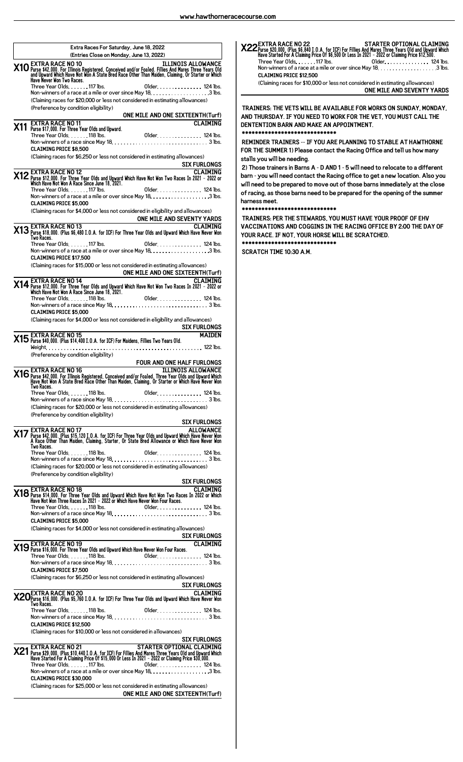## Extra Races For Saturday, June 18, 2022

(Entries Close on Monday, June 13, 2022)

### X10 EXTRA RACE NO 10 — ILLINOIS ALLOWANCE

Purse $42,000. For Illinois Registered, Conceived and/or Foaled. Fillies And Mares Three Years Old and Upward Which Have Never Won A State Bred Race Other Than Maiden, Claiming, Or Starter or Which Have Never Won Two Races.

Three Year Olds. . . . . . .117 lbs. Older. . . . . . . . . . . . . . . 124 lbs.

Non-winners of a race at a mile or over since May 18. . . . . . . . . . . . . . . . . . . .3 lbs.

(Claiming races for $20,000 or less not considered in estimating allowances)

(Preference by condition eligibility)

**ONE MILE AND ONE SIXTEENTH(Turf)**

### X11 EXTRA RACE NO 11 — CLAIMING

Purse $17,000. For Three Year Olds and Upward.

Three Year Olds. . . . . . .118 lbs. Older. . . . . . . . . . . . . . . 124 lbs.

Non-winners of a race since May 18. . . . . . . . . . . . . . . . . . . . . . . . . . . . . . . . 3 lbs.

**CLAIMING PRICE $8,500**

(Claiming races for $6,250 or less not considered in estimating allowances)

**SIX FURLONGS**

### X12 EXTRA RACE NO 12 — CLAIMING

Purse $12,000. For Three Year Olds and Upward Which Have Not Won Two Races In 2021 - 2022 or Which Have Not Won A Race Since June 18, 2021.

Three Year Olds. . . . . . .117 lbs. Older. . . . . . . . . . . . . . . 124 lbs.

Non-winners of a race at a mile or over since May 18. . . . . . . . . . . . . . . . . . . .3 lbs.

**CLAIMING PRICE $5,000**

(Claiming races for $4,000 or less not considered in eligibility and allowances)

**ONE MILE AND SEVENTY YARDS**

### X13 EXTRA RACE NO 13 — CLAIMING

Purse $18,000. (Plus $6,480 I.O.A. for ICF) For Three Year Olds and Upward Which Have Never Won Two Races.

Three Year Olds. . . . . . .117 lbs. Older. . . . . . . . . . . . . . . 124 lbs.

Non-winners of a race at a mile or over since May 18. . . . . . . . . . . . . . . . . . . .3 lbs.

**CLAIMING PRICE $17,500**

(Claiming races for $15,000 or less not considered in estimating allowances)

**ONE MILE AND ONE SIXTEENTH(Turf)**

### X14 EXTRA RACE NO 14 — CLAIMING

Purse $12,000. For Three Year Olds and Upward Which Have Not Won Two Races In 2021 - 2022 or Which Have Not Won A Race Since June 18, 2021.

Three Year Olds. . . . . . .118 lbs. Older. . . . . . . . . . . . . . . 124 lbs.

Non-winners of a race since May 18. . . . . . . . . . . . . . . . . . . . . . . . . . . . . . . . 3 lbs.

**CLAIMING PRICE $5,000**

(Claiming races for $4,000 or less not considered in eligibility and allowances)

**SIX FURLONGS**

### X15 EXTRA RACE NO 15 — MAIDEN

Purse $40,000. (Plus $14,400 I.O.A. for ICF) For Maidens, Fillies Two Years Old.

Weight. . . . . . . . . . . . . . . . . . . . . . . . . . . . . . . . . . . . . . . . . . . . . . . . . . . . . 122 lbs.

(Preference by condition eligibility)

**FOUR AND ONE HALF FURLONGS**

### X16 EXTRA RACE NO 16 — ILLINOIS ALLOWANCE

Purse $42,000. For Illinois Registered, Conceived and/or Foaled. Three Year Olds and Upward Which Have Not Won A State Bred Race Other Than Maiden, Claiming, Or Starter or Which Have Never Won Two Races.

Three Year Olds. . . . . . .118 lbs. Older. . . . . . . . . . . . . . . 124 lbs.

Non-winners of a race since May 18. . . . . . . . . . . . . . . . . . . . . . . . . . . . . . . . 3 lbs.

(Claiming races for $20,000 or less not considered in estimating allowances)

(Preference by condition eligibility)

**SIX FURLONGS**

### X17 EXTRA RACE NO 17 — ALLOWANCE

Purse $42,000. (Plus $15,120 I.O.A. for ICF) For Three Year Olds and Upward Which Have Never Won A Race Other Than Maiden, Claiming, Starter, Or State Bred Allowance or Which Have Never Won Two Races.

Three Year Olds. . . . . . .118 lbs. Older. . . . . . . . . . . . . . . 124 lbs.

Non-winners of a race since May 18. . . . . . . . . . . . . . . . . . . . . . . . . . . . . . . . 3 lbs.

(Claiming races for $20,000 or less not considered in estimating allowances)

(Preference by condition eligibility)

**SIX FURLONGS**

### X18 EXTRA RACE NO 18 — CLAIMING

Purse $14,000. For Three Year Olds and Upward Which Have Not Won Two Races In 2022 or Which Have Not Won Three Races In 2021 - 2022 or Which Have Never Won Four Races.

Three Year Olds. . . . . . .118 lbs. Older. . . . . . . . . . . . . . . 124 lbs.

Non-winners of a race since May 18. . . . . . . . . . . . . . . . . . . . . . . . . . . . . . . . 3 lbs.

**CLAIMING PRICE $5,000**

(Claiming races for $4,000 or less not considered in estimating allowances)

**SIX FURLONGS**

### X19 EXTRA RACE NO 19 — CLAIMING

Purse $16,000. For Three Year Olds and Upward Which Have Never Won Four Races.

Three Year Olds. . . . . . .118 lbs. Older. . . . . . . . . . . . . . . 124 lbs.

Non-winners of a race since May 18. . . . . . . . . . . . . . . . . . . . . . . . . . . . . . . . 3 lbs.

**CLAIMING PRICE $7,500**

(Claiming races for $6,250 or less not considered in estimating allowances)

**SIX FURLONGS**

### X20 EXTRA RACE NO 20 — CLAIMING

Purse $16,000. (Plus $5,760 I.O.A. for ICF) For Three Year Olds and Upward Which Have Never Won Two Races.

Three Year Olds. . . . . . .118 lbs. Older. . . . . . . . . . . . . . . 124 lbs.

Non-winners of a race since May 18. . . . . . . . . . . . . . . . . . . . . . . . . . . . . . . . 3 lbs.

**CLAIMING PRICE $12,500**

(Claiming races for $10,000 or less not considered in allowances)

**SIX FURLONGS**

### X21 EXTRA RACE NO 21 — STARTER OPTIONAL CLAIMING

Purse $29,000. (Plus $10,440 I.O.A. for ICF) For Fillies And Mares Three Years Old and Upward Which Have Started For A Claiming Price Of $15,000 Or Less In 2021 - 2022 or Claiming Price $30,000.

Three Year Olds. . . . . . .117 lbs. Older. . . . . . . . . . . . . . . 124 lbs.

Non-winners of a race at a mile or over since May 18. . . . . . . . . . . . . . . . . . . .3 lbs.

**CLAIMING PRICE $30,000**

(Claiming races for $25,000 or less not considered in estimating allowances)

**ONE MILE AND ONE SIXTEENTH(Turf)**

### X22 EXTRA RACE NO 22 — STARTER OPTIONAL CLAIMING

Purse $20,000. (Plus $6,840 I.O.A. for ICF) For Fillies And Mares Three Years Old and Upward Which Have Started For A Claiming Price Of $6,500 Or Less In 2021 - 2022 or Claiming Price $12,500.

Three Year Olds. . . . . . .117 lbs. Older. . . . . . . . . . . . . . . 124 lbs.

Non-winners of a race at a mile or over since May 18. . . . . . . . . . . . . . . . . . . .3 lbs.

**CLAIMING PRICE $12,500**

(Claiming races for $10,000 or less not considered in estimating allowances)

**ONE MILE AND SEVENTY YARDS**

**TRAINERS: THE VETS WILL BE AVAILABLE FOR WORKS ON SUNDAY, MONDAY, AND THURSDAY. IF YOU NEED TO WORK FOR THE VET, YOU MUST CALL THE DENTENTION BARN AND MAKE AN APPOINTMENT.**

\*\*\*\*\*\*\*\*\*\*\*\*\*\*\*\*\*\*\*\*\*\*\*\*\*\*\*\*\*

**REMINDER TRAINERS -- IF YOU ARE PLANNING TO STABLE AT HAWTHORNE FOR THE SUMMER 1) Please contact the Racing Office and tell us how many stalls you will be needing.**

**2) Those trainers in Barns A - D AND 1 - 5 will need to relocate to a different barn - you will need contact the Racing office to get a new location. Also you will need to be prepared to move out of those barns immediately at the close of racing, as those barns need to be prepared for the opening of the summer harness meet.**

\*\*\*\*\*\*\*\*\*\*\*\*\*\*\*\*\*\*\*\*\*\*\*\*\*\*\*\*\*

**TRAINERS: PER THE STEWARDS, YOU MUST HAVE YOUR PROOF OF EHV VACCINATIONS AND COGGINS IN THE RACING OFFICE BY 2:00 THE DAY OF YOUR RACE. IF NOT, YOUR HORSE WILL BE SCRATCHED.**

\*\*\*\*\*\*\*\*\*\*\*\*\*\*\*\*\*\*\*\*\*\*\*\*\*\*\*\*\*

**SCRATCH TIME 10:30 A.M.**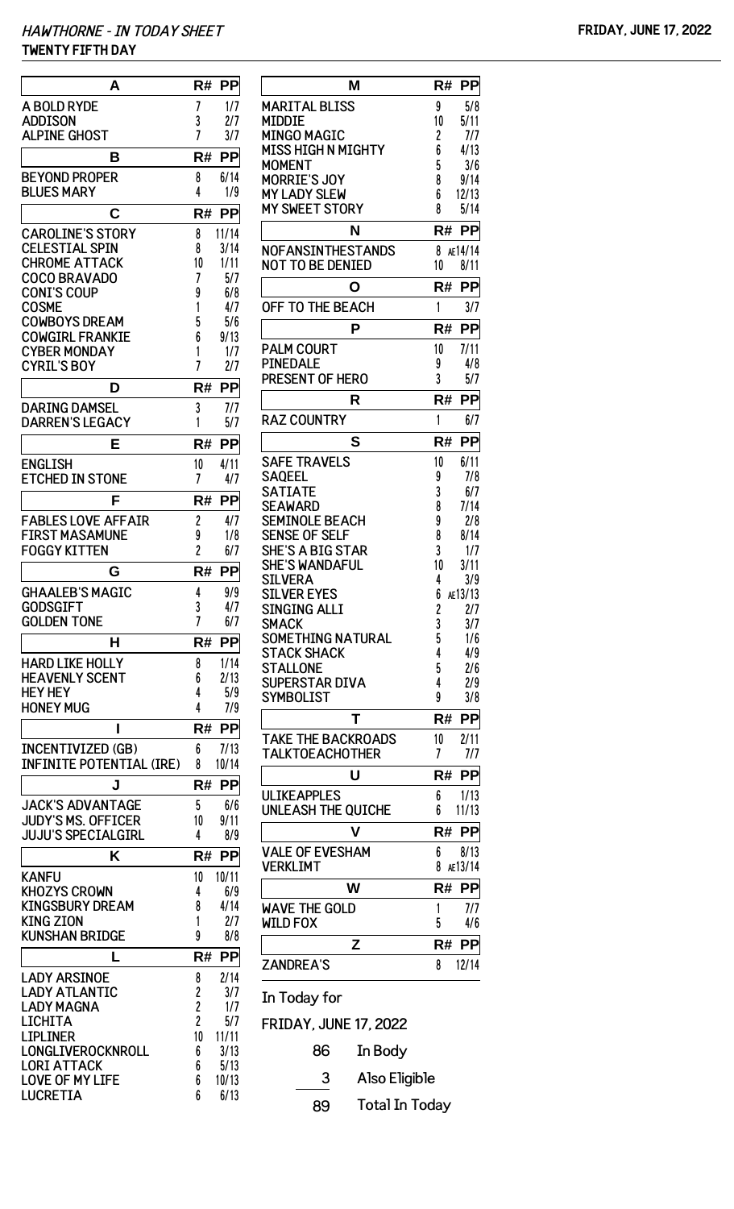## HAWTHORNE - IN TODAY SHEET

**FRIDAY, JUNE 17, 2022**

**TWENTY FIFTH DAY**

| A | R# | PP |
|---|---|---|
| A BOLD RYDE | 7 | 1/7 |
| ADDISON | 3 | 2/7 |
| ALPINE GHOST | 7 | 3/7 |
| **B** | **R#** | **PP** |
| BEYOND PROPER | 8 | 6/14 |
| BLUES MARY | 4 | 1/9 |
| **C** | **R#** | **PP** |
| CAROLINE'S STORY | 8 | 11/14 |
| CELESTIAL SPIN | 8 | 3/14 |
| CHROME ATTACK | 10 | 1/11 |
| COCO BRAVADO | 7 | 5/7 |
| CONI'S COUP | 9 | 6/8 |
| COSME | 1 | 4/7 |
| COWBOYS DREAM | 5 | 5/6 |
| COWGIRL FRANKIE | 6 | 9/13 |
| CYBER MONDAY | 1 | 1/7 |
| CYRIL'S BOY | 7 | 2/7 |
| **D** | **R#** | **PP** |
| DARING DAMSEL | 3 | 7/7 |
| DARREN'S LEGACY | 1 | 5/7 |
| **E** | **R#** | **PP** |
| ENGLISH | 10 | 4/11 |
| ETCHED IN STONE | 7 | 4/7 |
| **F** | **R#** | **PP** |
| FABLES LOVE AFFAIR | 2 | 4/7 |
| FIRST MASAMUNE | 9 | 1/8 |
| FOGGY KITTEN | 2 | 6/7 |
| **G** | **R#** | **PP** |
| GHAALEB'S MAGIC | 4 | 9/9 |
| GODSGIFT | 3 | 4/7 |
| GOLDEN TONE | 7 | 6/7 |
| **H** | **R#** | **PP** |
| HARD LIKE HOLLY | 8 | 1/14 |
| HEAVENLY SCENT | 6 | 2/13 |
| HEY HEY | 4 | 5/9 |
| HONEY MUG | 4 | 7/9 |
| **I** | **R#** | **PP** |
| INCENTIVIZED (GB) | 6 | 7/13 |
| INFINITE POTENTIAL (IRE) | 8 | 10/14 |
| **J** | **R#** | **PP** |
| JACK'S ADVANTAGE | 5 | 6/6 |
| JUDY'S MS. OFFICER | 10 | 9/11 |
| JUJU'S SPECIALGIRL | 4 | 8/9 |
| **K** | **R#** | **PP** |
| KANFU | 10 | 10/11 |
| KHOZYS CROWN | 4 | 6/9 |
| KINGSBURY DREAM | 8 | 4/14 |
| KING ZION | 1 | 2/7 |
| KUNSHAN BRIDGE | 9 | 8/8 |
| **L** | **R#** | **PP** |
| LADY ARSINOE | 8 | 2/14 |
| LADY ATLANTIC | 2 | 3/7 |
| LADY MAGNA | 2 | 1/7 |
| LICHITA | 2 | 5/7 |
| LIPLINER | 10 | 11/11 |
| LONGLIVEROCKNROLL | 6 | 3/13 |
| LORI ATTACK | 6 | 5/13 |
| LOVE OF MY LIFE | 6 | 10/13 |
| LUCRETIA | 6 | 6/13 |
| **M** | **R#** | **PP** |
| MARITAL BLISS | 9 | 5/8 |
| MIDDIE | 10 | 5/11 |
| MINGO MAGIC | 2 | 7/7 |
| MISS HIGH N MIGHTY | 6 | 4/13 |
| MOMENT | 5 | 3/6 |
| MORRIE'S JOY | 8 | 9/14 |
| MY LADY SLEW | 6 | 12/13 |
| MY SWEET STORY | 8 | 5/14 |
| **N** | **R#** | **PP** |
| NOFANSINTHESTANDS | 8 | AE14/14 |
| NOT TO BE DENIED | 10 | 8/11 |
| **O** | **R#** | **PP** |
| OFF TO THE BEACH | 1 | 3/7 |
| **P** | **R#** | **PP** |
| PALM COURT | 10 | 7/11 |
| PINEDALE | 9 | 4/8 |
| PRESENT OF HERO | 3 | 5/7 |
| **R** | **R#** | **PP** |
| RAZ COUNTRY | 1 | 6/7 |
| **S** | **R#** | **PP** |
| SAFE TRAVELS | 10 | 6/11 |
| SAQEEL | 9 | 7/8 |
| SATIATE | 3 | 6/7 |
| SEAWARD | 8 | 7/14 |
| SEMINOLE BEACH | 9 | 2/8 |
| SENSE OF SELF | 8 | 8/14 |
| SHE'S A BIG STAR | 3 | 1/7 |
| SHE'S WANDAFUL | 10 | 3/11 |
| SILVERA | 4 | 3/9 |
| SILVER EYES | 6 | AE13/13 |
| SINGING ALLI | 2 | 2/7 |
| SMACK | 3 | 3/7 |
| SOMETHING NATURAL | 5 | 1/6 |
| STACK SHACK | 4 | 4/9 |
| STALLONE | 5 | 2/6 |
| SUPERSTAR DIVA | 4 | 2/9 |
| SYMBOLIST | 9 | 3/8 |
| **T** | **R#** | **PP** |
| TAKE THE BACKROADS | 10 | 2/11 |
| TALKTOEACHOTHER | 7 | 7/7 |
| **U** | **R#** | **PP** |
| ULIKEAPPLES | 6 | 1/13 |
| UNLEASH THE QUICHE | 6 | 11/13 |
| **V** | **R#** | **PP** |
| VALE OF EVESHAM | 6 | 8/13 |
| VERKLIMT | 8 | AE13/14 |
| **W** | **R#** | **PP** |
| WAVE THE GOLD | 1 | 7/7 |
| WILD FOX | 5 | 4/6 |
| **Z** | **R#** | **PP** |
| ZANDREA'S | 8 | 12/14 |

In Today for

FRIDAY, JUNE 17, 2022

| | |
|---|---|
| 86 | In Body |
| 3 | Also Eligible |
| 89 | Total In Today |